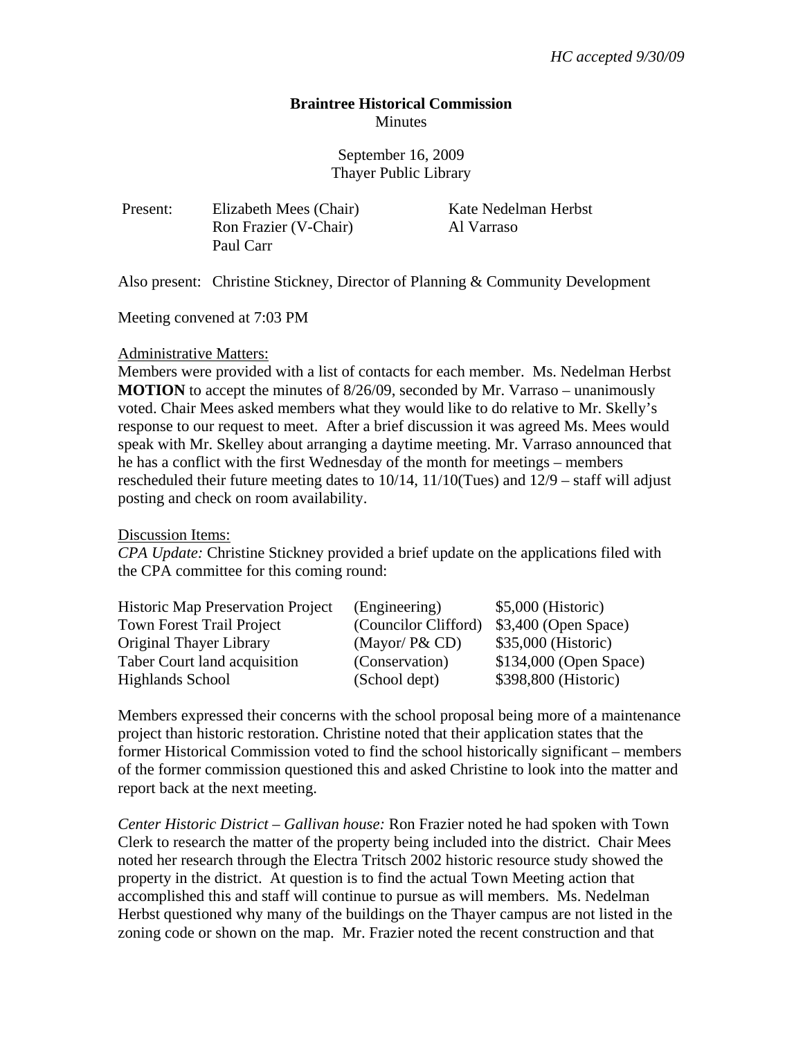*HC accepted 9/30/09*

**Braintree Historical Commission**
Minutes

September 16, 2009
Thayer Public Library

| Present: | Elizabeth Mees (Chair) | Kate Nedelman Herbst |
|---|---|---|
| | Ron Frazier (V-Chair) | Al Varraso |
| | Paul Carr | |

Also present: Christine Stickney, Director of Planning & Community Development

Meeting convened at 7:03 PM

Administrative Matters:

Members were provided with a list of contacts for each member. Ms. Nedelman Herbst **MOTION** to accept the minutes of 8/26/09, seconded by Mr. Varraso – unanimously voted. Chair Mees asked members what they would like to do relative to Mr. Skelly's response to our request to meet. After a brief discussion it was agreed Ms. Mees would speak with Mr. Skelley about arranging a daytime meeting. Mr. Varraso announced that he has a conflict with the first Wednesday of the month for meetings – members rescheduled their future meeting dates to 10/14, 11/10(Tues) and 12/9 – staff will adjust posting and check on room availability.

Discussion Items:

*CPA Update:* Christine Stickney provided a brief update on the applications filed with the CPA committee for this coming round:

| | | |
|---|---|---|
| Historic Map Preservation Project | (Engineering) | $5,000 (Historic) |
| Town Forest Trail Project | (Councilor Clifford) | $3,400 (Open Space) |
| Original Thayer Library | (Mayor/ P& CD) | $35,000 (Historic) |
| Taber Court land acquisition | (Conservation) | $134,000 (Open Space) |
| Highlands School | (School dept) | $398,800 (Historic) |

Members expressed their concerns with the school proposal being more of a maintenance project than historic restoration. Christine noted that their application states that the former Historical Commission voted to find the school historically significant – members of the former commission questioned this and asked Christine to look into the matter and report back at the next meeting.

*Center Historic District – Gallivan house:* Ron Frazier noted he had spoken with Town Clerk to research the matter of the property being included into the district. Chair Mees noted her research through the Electra Tritsch 2002 historic resource study showed the property in the district. At question is to find the actual Town Meeting action that accomplished this and staff will continue to pursue as will members. Ms. Nedelman Herbst questioned why many of the buildings on the Thayer campus are not listed in the zoning code or shown on the map. Mr. Frazier noted the recent construction and that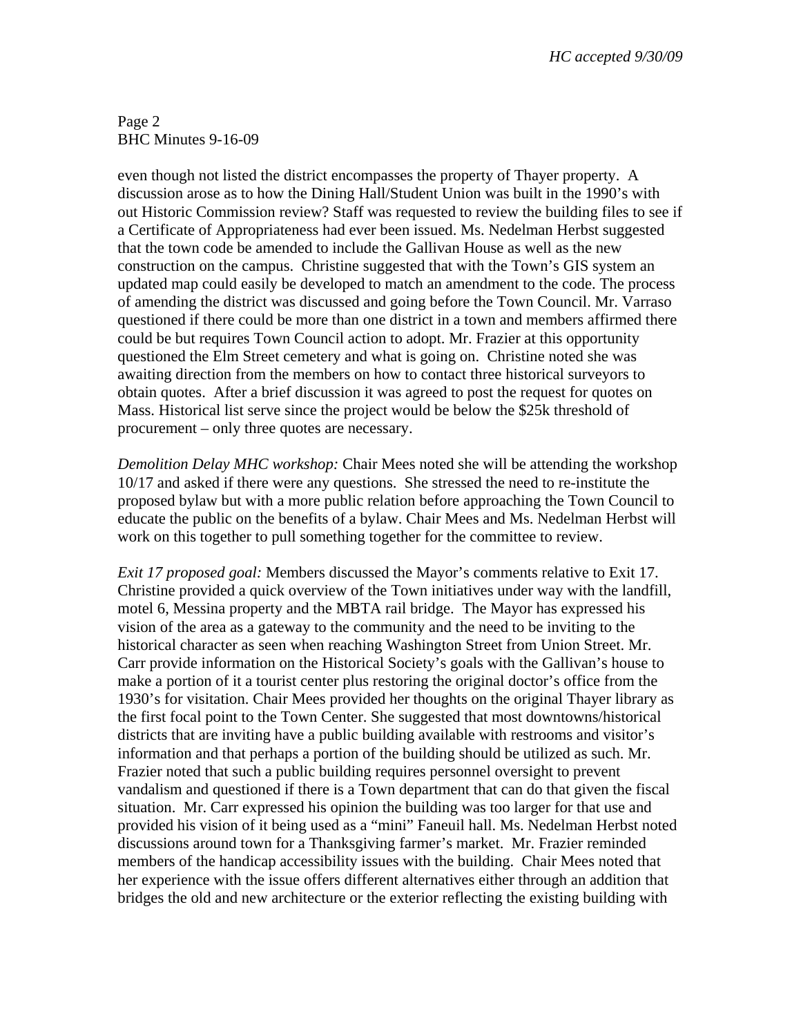even though not listed the district encompasses the property of Thayer property. A discussion arose as to how the Dining Hall/Student Union was built in the 1990's with out Historic Commission review? Staff was requested to review the building files to see if a Certificate of Appropriateness had ever been issued. Ms. Nedelman Herbst suggested that the town code be amended to include the Gallivan House as well as the new construction on the campus. Christine suggested that with the Town's GIS system an updated map could easily be developed to match an amendment to the code. The process of amending the district was discussed and going before the Town Council. Mr. Varraso questioned if there could be more than one district in a town and members affirmed there could be but requires Town Council action to adopt. Mr. Frazier at this opportunity questioned the Elm Street cemetery and what is going on. Christine noted she was awaiting direction from the members on how to contact three historical surveyors to obtain quotes. After a brief discussion it was agreed to post the request for quotes on Mass. Historical list serve since the project would be below the $25k threshold of procurement – only three quotes are necessary.

*Demolition Delay MHC workshop:* Chair Mees noted she will be attending the workshop 10/17 and asked if there were any questions. She stressed the need to re-institute the proposed bylaw but with a more public relation before approaching the Town Council to educate the public on the benefits of a bylaw. Chair Mees and Ms. Nedelman Herbst will work on this together to pull something together for the committee to review.

*Exit 17 proposed goal:* Members discussed the Mayor's comments relative to Exit 17. Christine provided a quick overview of the Town initiatives under way with the landfill, motel 6, Messina property and the MBTA rail bridge. The Mayor has expressed his vision of the area as a gateway to the community and the need to be inviting to the historical character as seen when reaching Washington Street from Union Street. Mr. Carr provide information on the Historical Society's goals with the Gallivan's house to make a portion of it a tourist center plus restoring the original doctor's office from the 1930's for visitation. Chair Mees provided her thoughts on the original Thayer library as the first focal point to the Town Center. She suggested that most downtowns/historical districts that are inviting have a public building available with restrooms and visitor's information and that perhaps a portion of the building should be utilized as such. Mr. Frazier noted that such a public building requires personnel oversight to prevent vandalism and questioned if there is a Town department that can do that given the fiscal situation. Mr. Carr expressed his opinion the building was too larger for that use and provided his vision of it being used as a "mini" Faneuil hall. Ms. Nedelman Herbst noted discussions around town for a Thanksgiving farmer's market. Mr. Frazier reminded members of the handicap accessibility issues with the building. Chair Mees noted that her experience with the issue offers different alternatives either through an addition that bridges the old and new architecture or the exterior reflecting the existing building with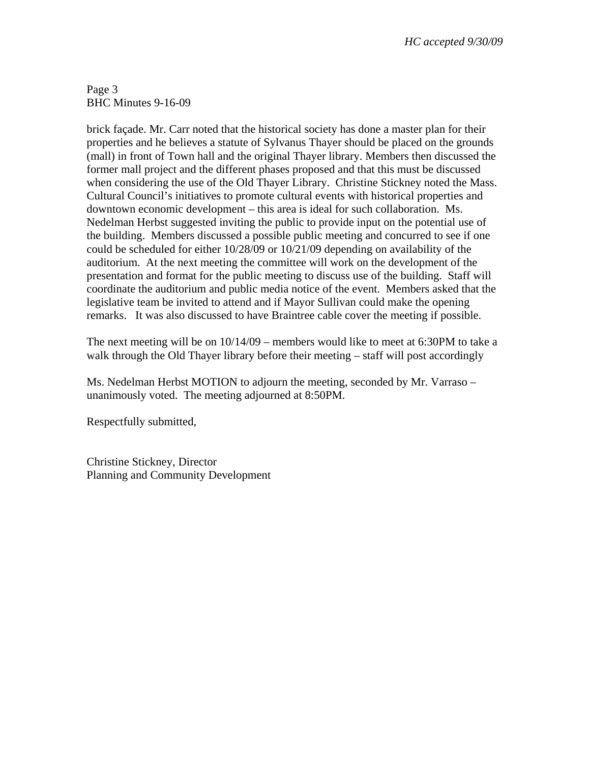brick façade. Mr. Carr noted that the historical society has done a master plan for their properties and he believes a statute of Sylvanus Thayer should be placed on the grounds (mall) in front of Town hall and the original Thayer library. Members then discussed the former mall project and the different phases proposed and that this must be discussed when considering the use of the Old Thayer Library. Christine Stickney noted the Mass. Cultural Council's initiatives to promote cultural events with historical properties and downtown economic development – this area is ideal for such collaboration. Ms. Nedelman Herbst suggested inviting the public to provide input on the potential use of the building. Members discussed a possible public meeting and concurred to see if one could be scheduled for either 10/28/09 or 10/21/09 depending on availability of the auditorium. At the next meeting the committee will work on the development of the presentation and format for the public meeting to discuss use of the building. Staff will coordinate the auditorium and public media notice of the event. Members asked that the legislative team be invited to attend and if Mayor Sullivan could make the opening remarks. It was also discussed to have Braintree cable cover the meeting if possible.

The next meeting will be on 10/14/09 – members would like to meet at 6:30PM to take a walk through the Old Thayer library before their meeting – staff will post accordingly

Ms. Nedelman Herbst MOTION to adjourn the meeting, seconded by Mr. Varraso – unanimously voted. The meeting adjourned at 8:50PM.

Respectfully submitted,

Christine Stickney, Director
Planning and Community Development